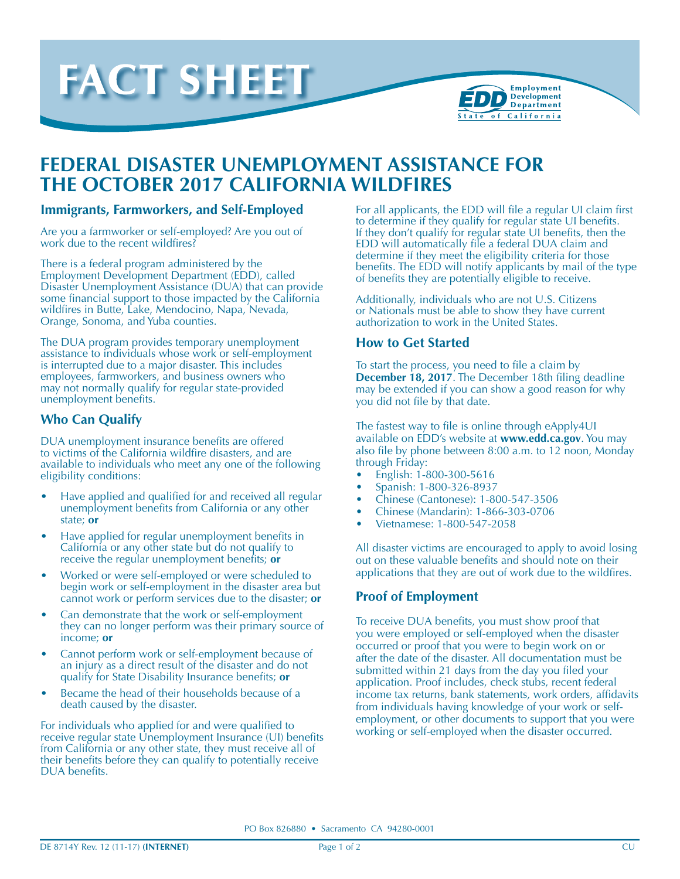# FACT SHEET

## FEDERAL DISASTER UNEMPLOYMENT ASSISTANCE FOR THE OCTOBER 2017 CALIFORNIA WILDFIRES

### Immigrants, Farmworkers, and Self-Employed

Are you a farmworker or self-employed? Are you out of work due to the recent wildfires?

There is a federal program administered by the Employment Development Department (EDD), called Disaster Unemployment Assistance (DUA) that can provide some financial support to those impacted by the California wildfires in Butte, Lake, Mendocino, Napa, Nevada, Orange, Sonoma, and Yuba counties.

The DUA program provides temporary unemployment assistance to individuals whose work or self-employment is interrupted due to a major disaster. This includes employees, farmworkers, and business owners who may not normally qualify for regular state-provided unemployment benefits.

### Who Can Qualify

DUA unemployment insurance benefits are offered to victims of the California wildfire disasters, and are available to individuals who meet any one of the following eligibility conditions:

- Have applied and qualified for and received all regular unemployment benefits from California or any other state; **or**
- Have applied for regular unemployment benefits in California or any other state but do not qualify to receive the regular unemployment benefits; **or**
- Worked or were self-employed or were scheduled to begin work or self-employment in the disaster area but cannot work or perform services due to the disaster; **or**
- Can demonstrate that the work or self-employment they can no longer perform was their primary source of income; **or**
- Cannot perform work or self-employment because of an injury as a direct result of the disaster and do not qualify for State Disability Insurance benefits; **or**
- Became the head of their households because of a death caused by the disaster.

For individuals who applied for and were qualified to receive regular state Unemployment Insurance (UI) benefits from California or any other state, they must receive all of their benefits before they can qualify to potentially receive DUA benefits.

For all applicants, the EDD will file a regular UI claim first to determine if they qualify for regular state UI benefits. If they don't qualify for regular state UI benefits, then the EDD will automatically file a federal DUA claim and determine if they meet the eligibility criteria for those benefits. The EDD will notify applicants by mail of the type of benefits they are potentially eligible to receive.

Additionally, individuals who are not U.S. Citizens or Nationals must be able to show they have current authorization to work in the United States.

### How to Get Started

To start the process, you need to file a claim by **December 18, 2017**. The December 18th filing deadline may be extended if you can show a good reason for why you did not file by that date.

The fastest way to file is online through eApply4UI available on EDD's website at **www.edd.ca.gov**. You may also file by phone between 8:00 a.m. to 12 noon, Monday through Friday:

- English: 1-800-300-5616
- Spanish: 1-800-326-8937
- Chinese (Cantonese): 1-800-547-3506
- Chinese (Mandarin): 1-866-303-0706
- Vietnamese: 1-800-547-2058

All disaster victims are encouraged to apply to avoid losing out on these valuable benefits and should note on their applications that they are out of work due to the wildfires.

### Proof of Employment

To receive DUA benefits, you must show proof that you were employed or self-employed when the disaster occurred or proof that you were to begin work on or after the date of the disaster. All documentation must be submitted within 21 days from the day you filed your application. Proof includes, check stubs, recent federal income tax returns, bank statements, work orders, affidavits from individuals having knowledge of your work or self-employment, or other documents to support that you were working or self-employed when the disaster occurred.

PO Box 826880 • Sacramento CA 94280-0001

DE 8714Y Rev. 12 (11-17) **(INTERNET)** CU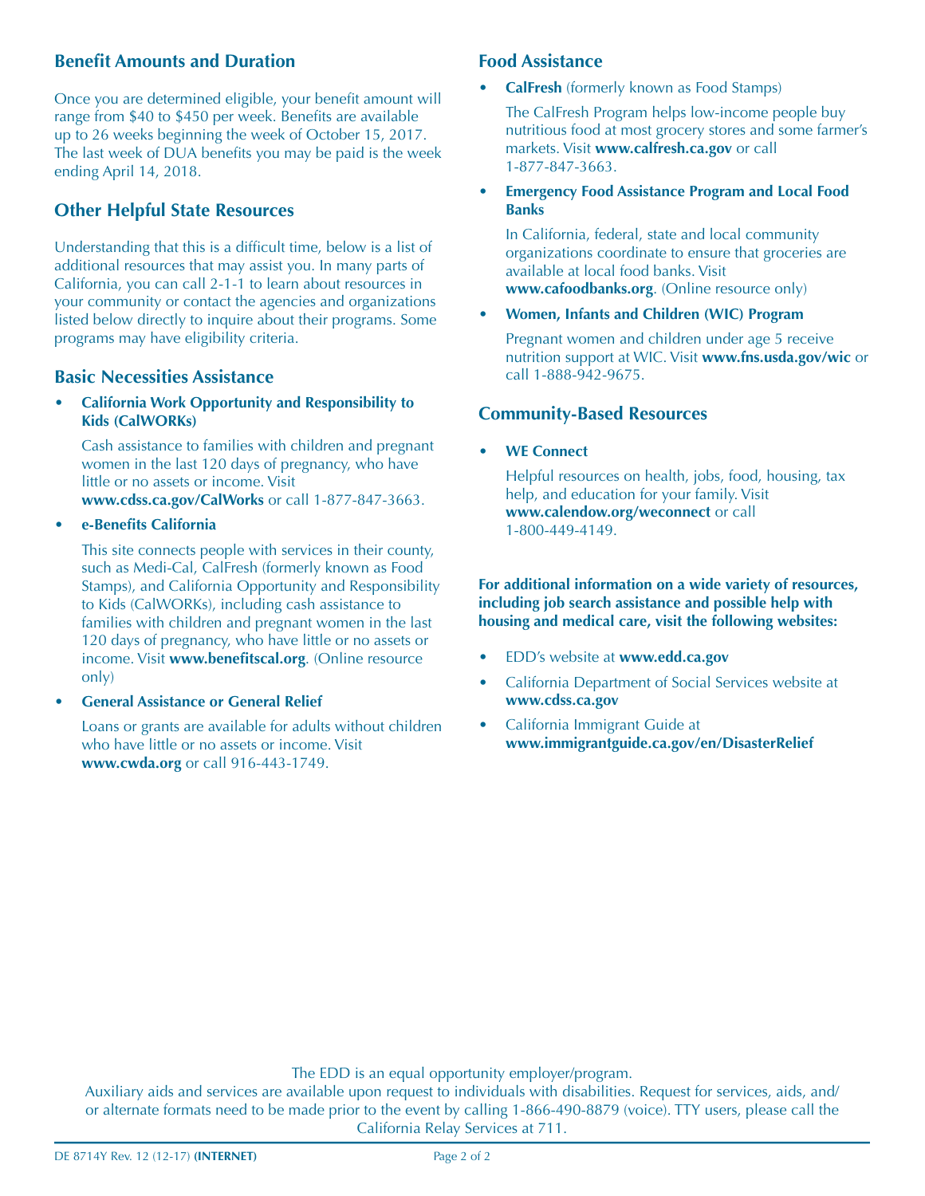## Benefit Amounts and Duration

Once you are determined eligible, your benefit amount will range from $40 to $450 per week. Benefits are available up to 26 weeks beginning the week of October 15, 2017. The last week of DUA benefits you may be paid is the week ending April 14, 2018.

## Other Helpful State Resources

Understanding that this is a difficult time, below is a list of additional resources that may assist you. In many parts of California, you can call 2-1-1 to learn about resources in your community or contact the agencies and organizations listed below directly to inquire about their programs. Some programs may have eligibility criteria.

### Basic Necessities Assistance

- **California Work Opportunity and Responsibility to Kids (CalWORKs)**

  Cash assistance to families with children and pregnant women in the last 120 days of pregnancy, who have little or no assets or income. Visit **www.cdss.ca.gov/CalWorks** or call 1-877-847-3663.

- **e-Benefits California**

  This site connects people with services in their county, such as Medi-Cal, CalFresh (formerly known as Food Stamps), and California Opportunity and Responsibility to Kids (CalWORKs), including cash assistance to families with children and pregnant women in the last 120 days of pregnancy, who have little or no assets or income. Visit **www.benefitscal.org**. (Online resource only)

- **General Assistance or General Relief**

  Loans or grants are available for adults without children who have little or no assets or income. Visit **www.cwda.org** or call 916-443-1749.

### Food Assistance

- **CalFresh** (formerly known as Food Stamps)

  The CalFresh Program helps low-income people buy nutritious food at most grocery stores and some farmer's markets. Visit **www.calfresh.ca.gov** or call 1-877-847-3663.

- **Emergency Food Assistance Program and Local Food Banks**

  In California, federal, state and local community organizations coordinate to ensure that groceries are available at local food banks. Visit **www.cafoodbanks.org**. (Online resource only)

- **Women, Infants and Children (WIC) Program**

  Pregnant women and children under age 5 receive nutrition support at WIC. Visit **www.fns.usda.gov/wic** or call 1-888-942-9675.

### Community-Based Resources

- **WE Connect**

  Helpful resources on health, jobs, food, housing, tax help, and education for your family. Visit **www.calendow.org/weconnect** or call 1-800-449-4149.

**For additional information on a wide variety of resources, including job search assistance and possible help with housing and medical care, visit the following websites:**

- EDD's website at **www.edd.ca.gov**
- California Department of Social Services website at **www.cdss.ca.gov**
- California Immigrant Guide at **www.immigrantguide.ca.gov/en/DisasterRelief**

The EDD is an equal opportunity employer/program.
Auxiliary aids and services are available upon request to individuals with disabilities. Request for services, aids, and/or alternate formats need to be made prior to the event by calling 1-866-490-8879 (voice). TTY users, please call the California Relay Services at 711.

DE 8714Y Rev. 12 (12-17) **(INTERNET)**